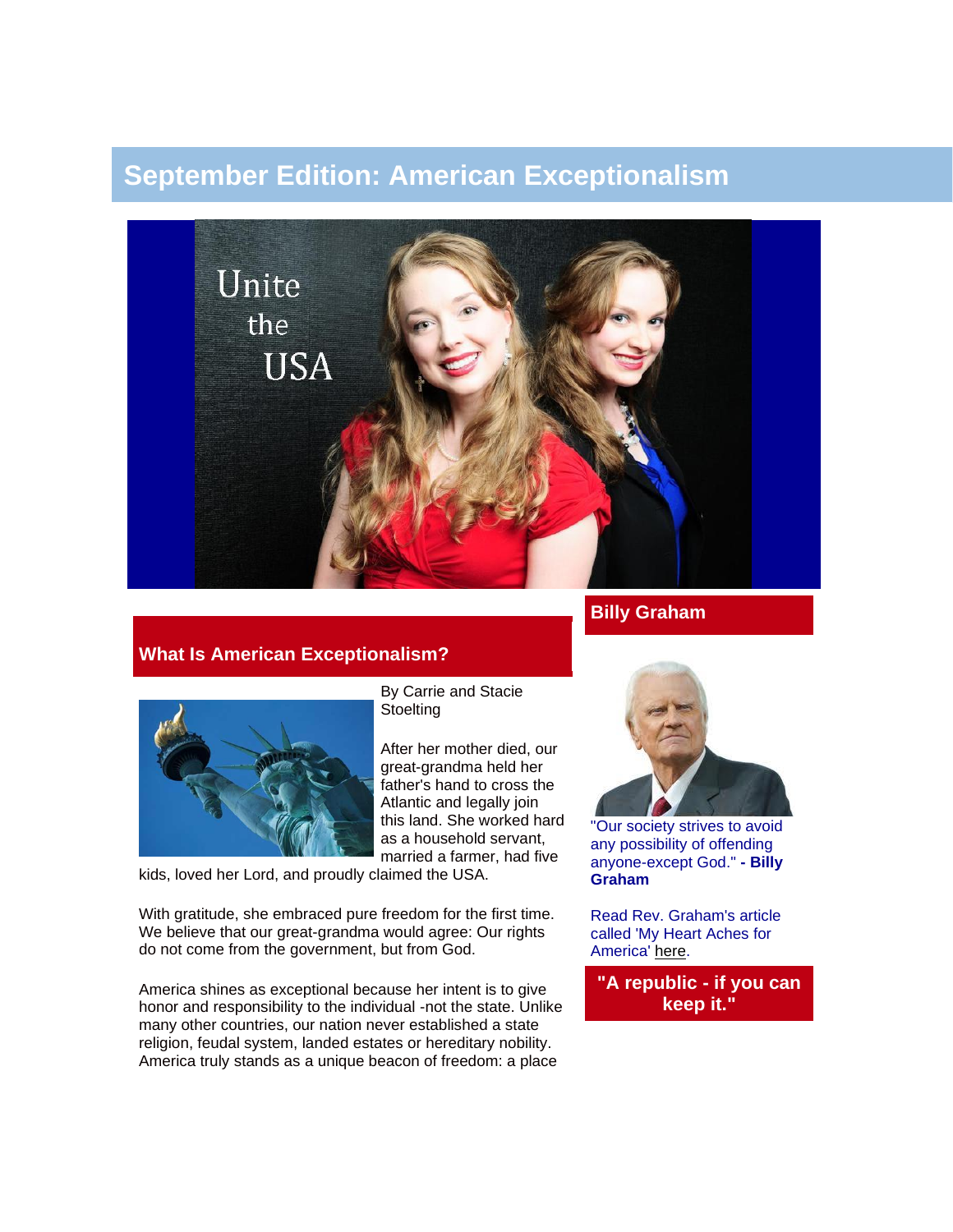# September Edition: American Exceptionalism

## What Is American Exceptionalism?

By Carrie and Stacie Stoelting

After her mother died, our great-grandma held her father's hand to cross the Atlantic and legally join this land. She worked hard as a household servant, married a farmer, had five kids, loved her Lord, and proudly claimed the USA.

With gratitude, she embraced pure freedom for the first time. We believe that our great-grandma would agree: Our rights do not come from the government, but from God.

America shines as exceptional because her intent is to give honor and responsibility to the individual -not the state. Unlike many other countries, our nation never established a state religion, feudal system, landed estates or hereditary nobility. America truly stands as a unique beacon of freedom: a place

## Billy Graham

"Our society strives to avoid any possibility of offending anyone-except God." **- Billy Graham**

Read Rev. Graham's article called 'My Heart Aches for America' here.

**"A republic - if you can keep it."**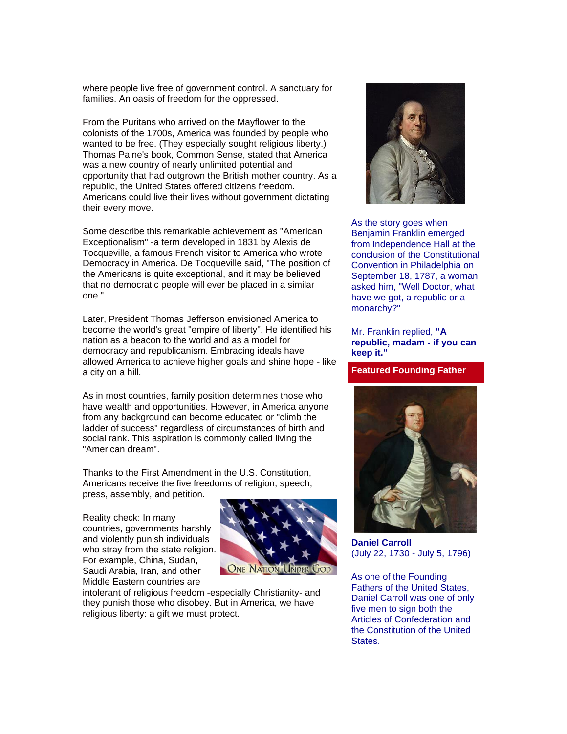where people live free of government control. A sanctuary for families. An oasis of freedom for the oppressed.

From the Puritans who arrived on the Mayflower to the colonists of the 1700s, America was founded by people who wanted to be free. (They especially sought religious liberty.) Thomas Paine's book, Common Sense, stated that America was a new country of nearly unlimited potential and opportunity that had outgrown the British mother country. As a republic, the United States offered citizens freedom. Americans could live their lives without government dictating their every move.

Some describe this remarkable achievement as "American Exceptionalism" -a term developed in 1831 by Alexis de Tocqueville, a famous French visitor to America who wrote Democracy in America. De Tocqueville said, "The position of the Americans is quite exceptional, and it may be believed that no democratic people will ever be placed in a similar one."

Later, President Thomas Jefferson envisioned America to become the world's great "empire of liberty". He identified his nation as a beacon to the world and as a model for democracy and republicanism. Embracing ideals have allowed America to achieve higher goals and shine hope - like a city on a hill.

As in most countries, family position determines those who have wealth and opportunities. However, in America anyone from any background can become educated or "climb the ladder of success" regardless of circumstances of birth and social rank. This aspiration is commonly called living the "American dream".

Thanks to the First Amendment in the U.S. Constitution, Americans receive the five freedoms of religion, speech, press, assembly, and petition.

ONE NATION UNDER GOD

Reality check: In many countries, governments harshly and violently punish individuals who stray from the state religion. For example, China, Sudan, Saudi Arabia, Iran, and other Middle Eastern countries are intolerant of religious freedom -especially Christianity- and they punish those who disobey. But in America, we have religious liberty: a gift we must protect.

As the story goes when Benjamin Franklin emerged from Independence Hall at the conclusion of the Constitutional Convention in Philadelphia on September 18, 1787, a woman asked him, "Well Doctor, what have we got, a republic or a monarchy?"

Mr. Franklin replied, **"A republic, madam - if you can keep it."**

## Featured Founding Father

**Daniel Carroll**
(July 22, 1730 - July 5, 1796)

As one of the Founding Fathers of the United States, Daniel Carroll was one of only five men to sign both the Articles of Confederation and the Constitution of the United States.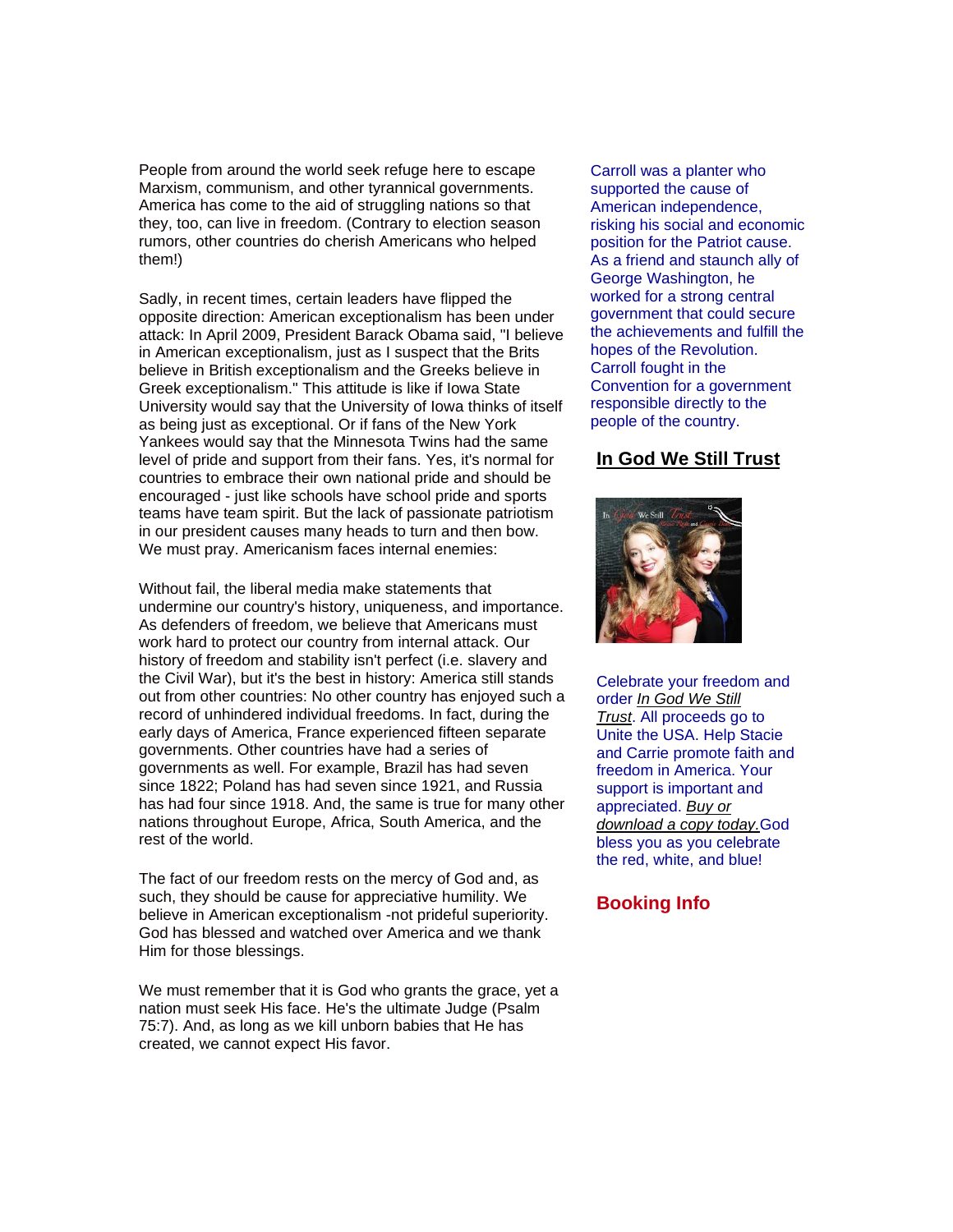People from around the world seek refuge here to escape Marxism, communism, and other tyrannical governments. America has come to the aid of struggling nations so that they, too, can live in freedom. (Contrary to election season rumors, other countries do cherish Americans who helped them!)

Sadly, in recent times, certain leaders have flipped the opposite direction: American exceptionalism has been under attack: In April 2009, President Barack Obama said, "I believe in American exceptionalism, just as I suspect that the Brits believe in British exceptionalism and the Greeks believe in Greek exceptionalism." This attitude is like if Iowa State University would say that the University of Iowa thinks of itself as being just as exceptional. Or if fans of the New York Yankees would say that the Minnesota Twins had the same level of pride and support from their fans. Yes, it's normal for countries to embrace their own national pride and should be encouraged - just like schools have school pride and sports teams have team spirit. But the lack of passionate patriotism in our president causes many heads to turn and then bow. We must pray. Americanism faces internal enemies:

Without fail, the liberal media make statements that undermine our country's history, uniqueness, and importance. As defenders of freedom, we believe that Americans must work hard to protect our country from internal attack. Our history of freedom and stability isn't perfect (i.e. slavery and the Civil War), but it's the best in history: America still stands out from other countries: No other country has enjoyed such a record of unhindered individual freedoms. In fact, during the early days of America, France experienced fifteen separate governments. Other countries have had a series of governments as well. For example, Brazil has had seven since 1822; Poland has had seven since 1921, and Russia has had four since 1918. And, the same is true for many other nations throughout Europe, Africa, South America, and the rest of the world.

The fact of our freedom rests on the mercy of God and, as such, they should be cause for appreciative humility. We believe in American exceptionalism -not prideful superiority. God has blessed and watched over America and we thank Him for those blessings.

We must remember that it is God who grants the grace, yet a nation must seek His face. He's the ultimate Judge (Psalm 75:7). And, as long as we kill unborn babies that He has created, we cannot expect His favor.

Carroll was a planter who supported the cause of American independence, risking his social and economic position for the Patriot cause. As a friend and staunch ally of George Washington, he worked for a strong central government that could secure the achievements and fulfill the hopes of the Revolution. Carroll fought in the Convention for a government responsible directly to the people of the country.

## In God We Still Trust

Celebrate your freedom and order *In God We Still Trust*. All proceeds go to Unite the USA. Help Stacie and Carrie promote faith and freedom in America. Your support is important and appreciated. *Buy or download a copy today.* God bless you as you celebrate the red, white, and blue!

## Booking Info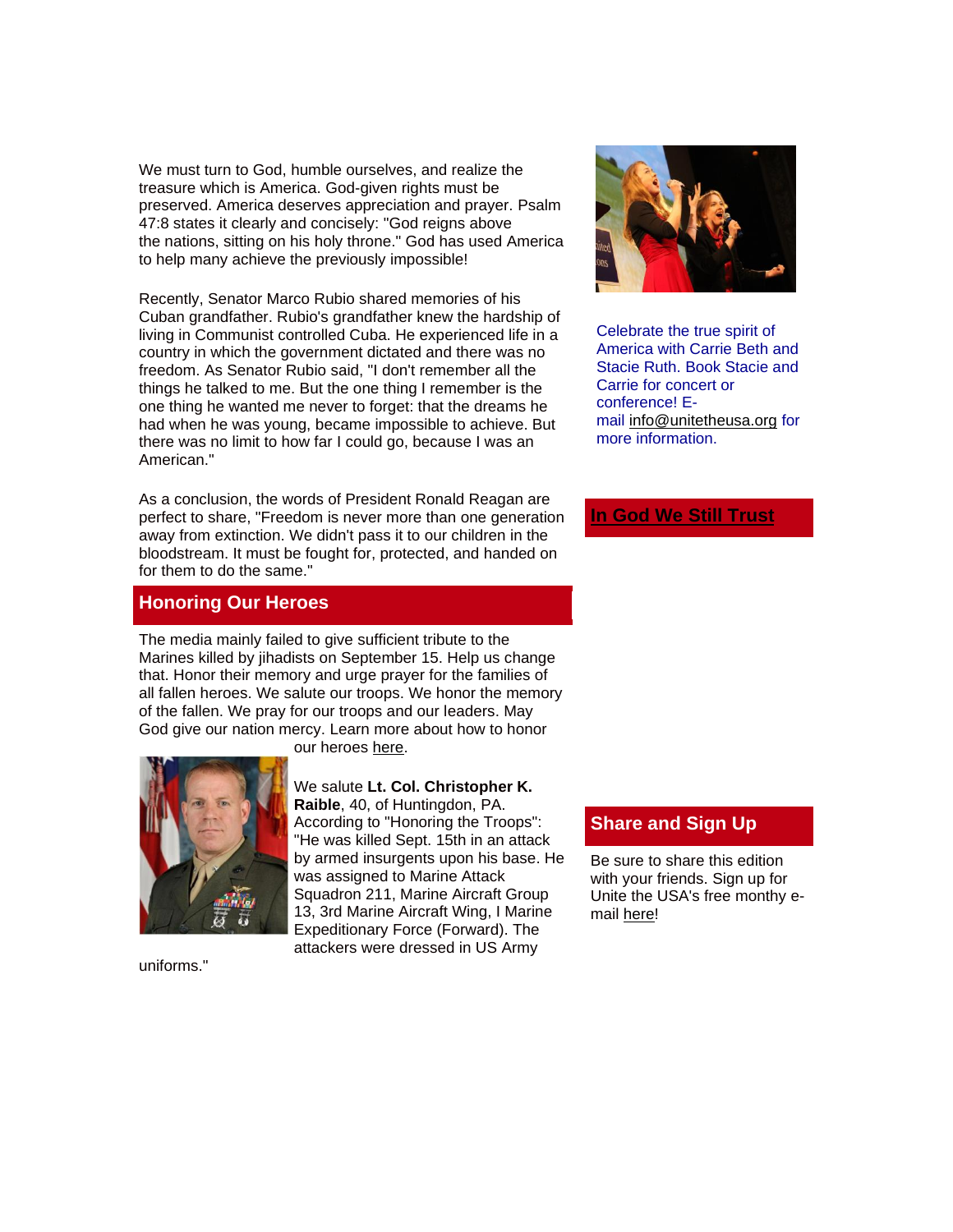We must turn to God, humble ourselves, and realize the treasure which is America. God-given rights must be preserved. America deserves appreciation and prayer. Psalm 47:8 states it clearly and concisely: "God reigns above the nations, sitting on his holy throne." God has used America to help many achieve the previously impossible!

Recently, Senator Marco Rubio shared memories of his Cuban grandfather. Rubio's grandfather knew the hardship of living in Communist controlled Cuba. He experienced life in a country in which the government dictated and there was no freedom. As Senator Rubio said, "I don't remember all the things he talked to me. But the one thing I remember is the one thing he wanted me never to forget: that the dreams he had when he was young, became impossible to achieve. But there was no limit to how far I could go, because I was an American."

As a conclusion, the words of President Ronald Reagan are perfect to share, "Freedom is never more than one generation away from extinction. We didn't pass it to our children in the bloodstream. It must be fought for, protected, and handed on for them to do the same."

## Honoring Our Heroes

The media mainly failed to give sufficient tribute to the Marines killed by jihadists on September 15. Help us change that. Honor their memory and urge prayer for the families of all fallen heroes. We salute our troops. We honor the memory of the fallen. We pray for our troops and our leaders. May God give our nation mercy. Learn more about how to honor our heroes here.

We salute **Lt. Col. Christopher K. Raible**, 40, of Huntingdon, PA. According to "Honoring the Troops": "He was killed Sept. 15th in an attack by armed insurgents upon his base. He was assigned to Marine Attack Squadron 211, Marine Aircraft Group 13, 3rd Marine Aircraft Wing, I Marine Expeditionary Force (Forward). The attackers were dressed in US Army uniforms."

Celebrate the true spirit of America with Carrie Beth and Stacie Ruth. Book Stacie and Carrie for concert or conference! E-mail info@unitetheusa.org for more information.

## In God We Still Trust

## Share and Sign Up

Be sure to share this edition with your friends. Sign up for Unite the USA's free monthy e-mail here!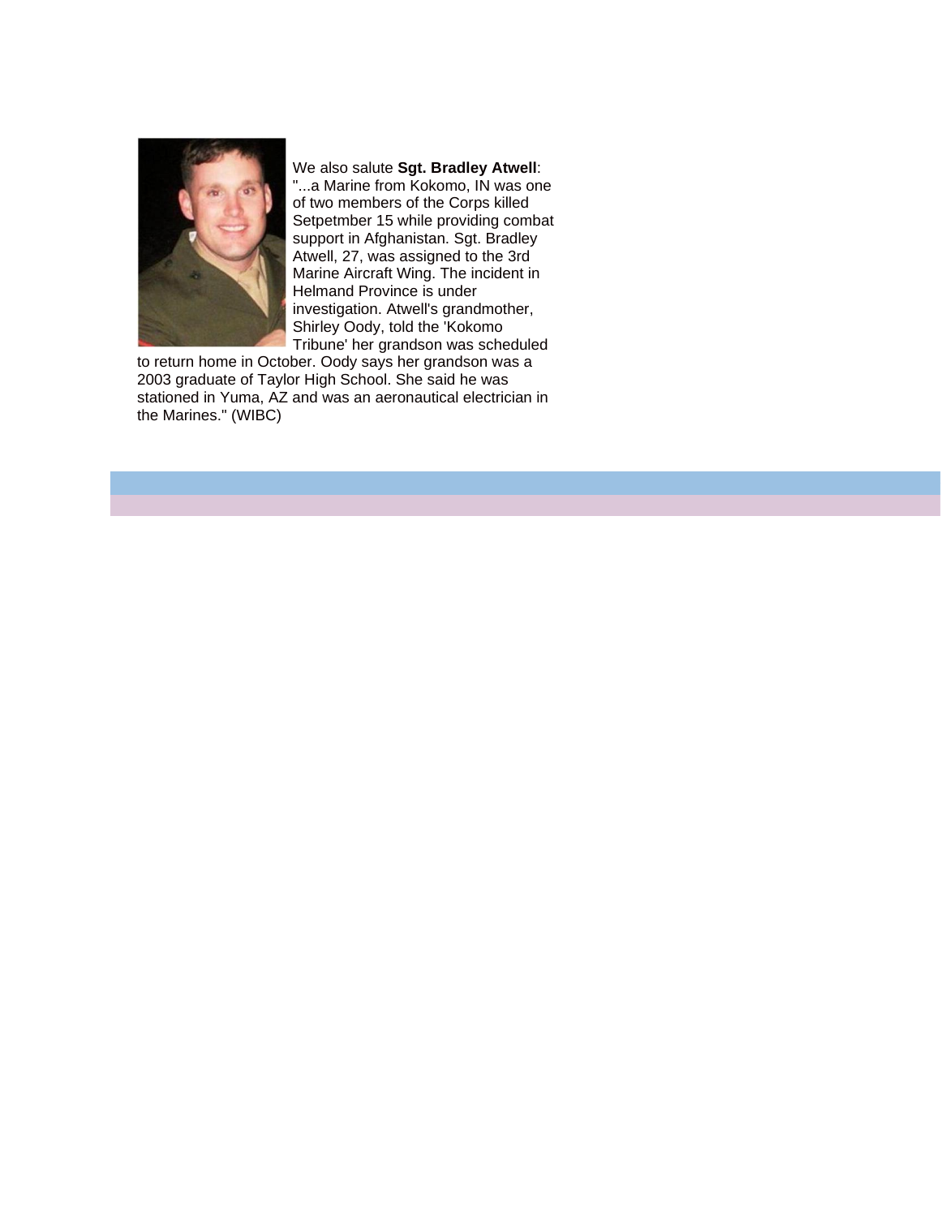We also salute **Sgt. Bradley Atwell**: "...a Marine from Kokomo, IN was one of two members of the Corps killed Setpetmber 15 while providing combat support in Afghanistan. Sgt. Bradley Atwell, 27, was assigned to the 3rd Marine Aircraft Wing. The incident in Helmand Province is under investigation. Atwell's grandmother, Shirley Oody, told the 'Kokomo Tribune' her grandson was scheduled to return home in October. Oody says her grandson was a 2003 graduate of Taylor High School. She said he was stationed in Yuma, AZ and was an aeronautical electrician in the Marines." (WIBC)